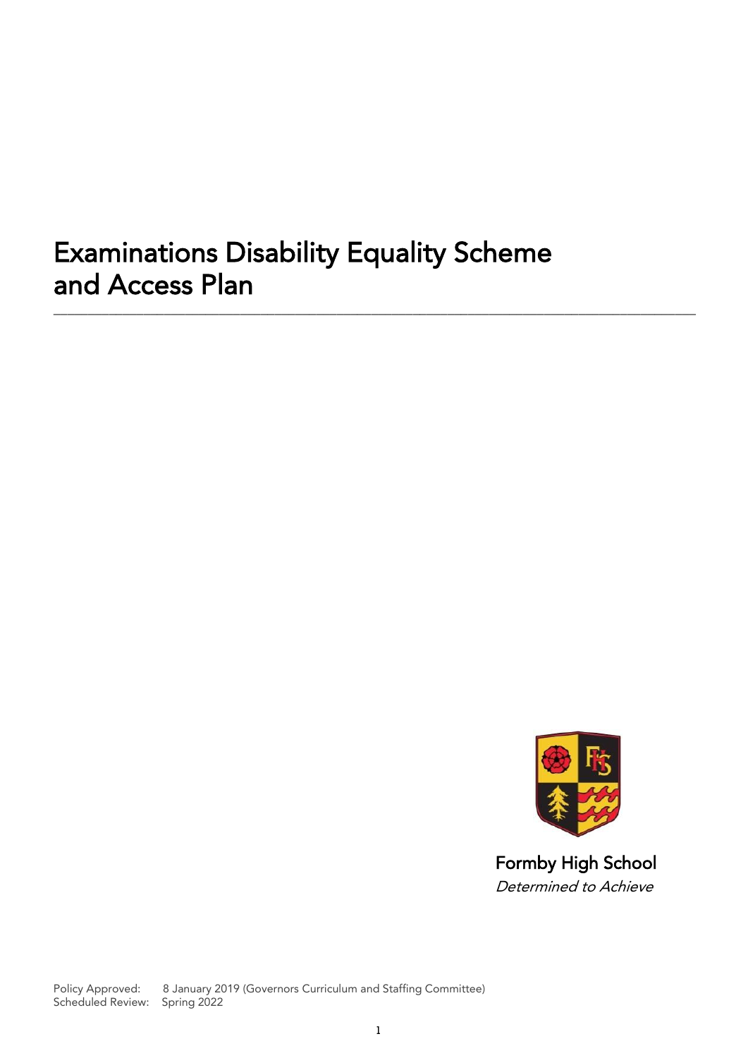# Examinations Disability Equality Scheme and Access Plan

---

Formby High School

*Determined to Achieve*

Policy Approved: 8 January 2019 (Governors Curriculum and Staffing Committee)
Scheduled Review: Spring 2022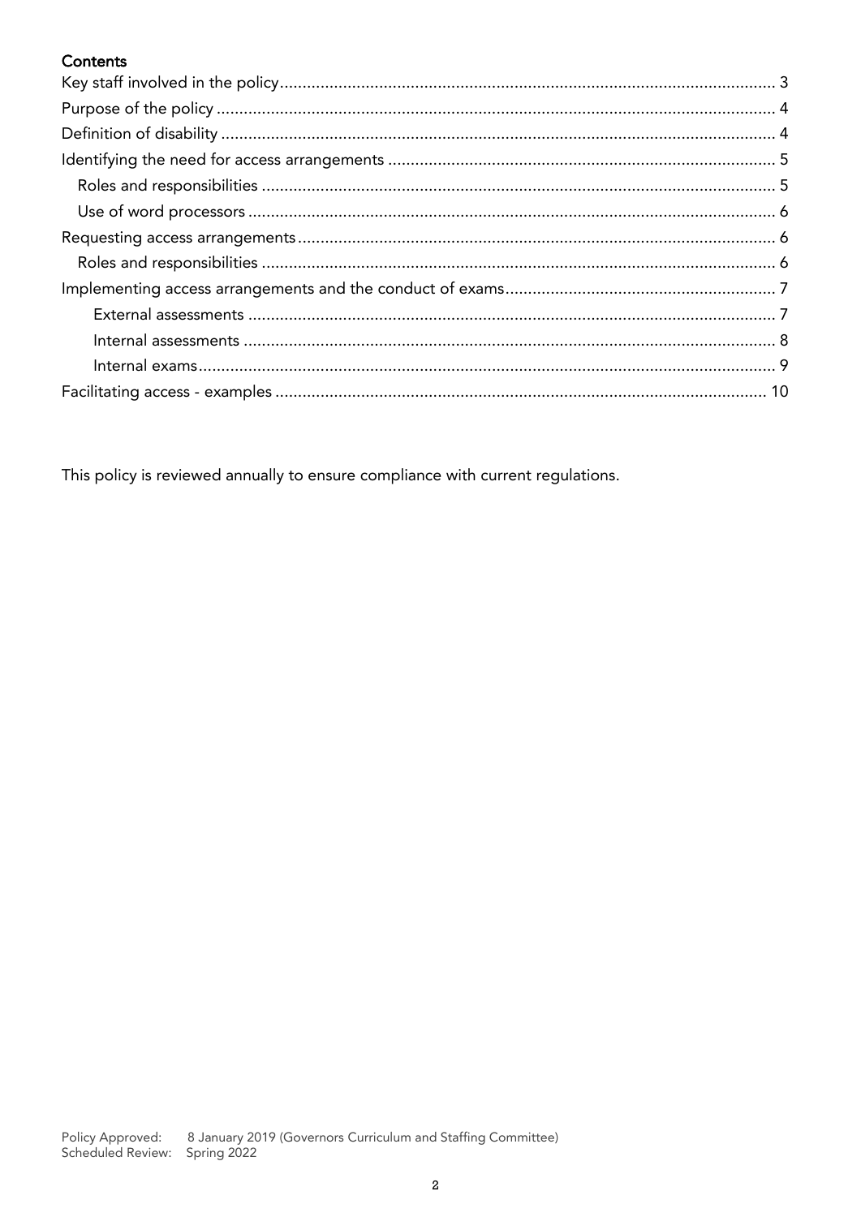**Contents**

- Key staff involved in the policy ... 3
- Purpose of the policy ... 4
- Definition of disability ... 4
- Identifying the need for access arrangements ... 5
  - Roles and responsibilities ... 5
  - Use of word processors ... 6
- Requesting access arrangements ... 6
  - Roles and responsibilities ... 6
- Implementing access arrangements and the conduct of exams ... 7
    - External assessments ... 7
    - Internal assessments ... 8
    - Internal exams ... 9
- Facilitating access - examples ... 10

This policy is reviewed annually to ensure compliance with current regulations.

Policy Approved: 8 January 2019 (Governors Curriculum and Staffing Committee)
Scheduled Review: Spring 2022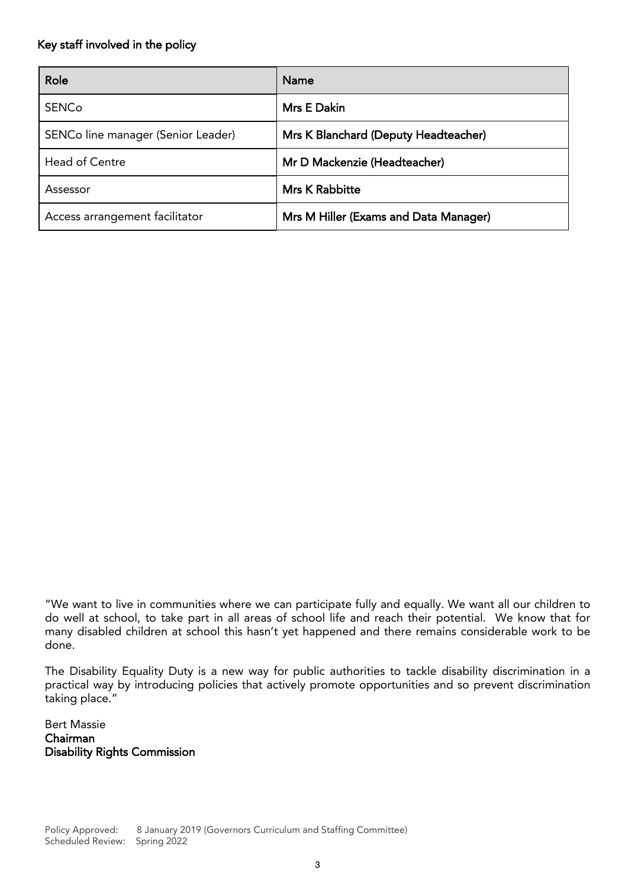**Key staff involved in the policy**

| Role | Name |
|---|---|
| SENCo | **Mrs E Dakin** |
| SENCo line manager (Senior Leader) | **Mrs K Blanchard (Deputy Headteacher)** |
| Head of Centre | **Mr D Mackenzie (Headteacher)** |
| Assessor | **Mrs K Rabbitte** |
| Access arrangement facilitator | **Mrs M Hiller (Exams and Data Manager)** |

"We want to live in communities where we can participate fully and equally. We want all our children to do well at school, to take part in all areas of school life and reach their potential. We know that for many disabled children at school this hasn't yet happened and there remains considerable work to be done.

The Disability Equality Duty is a new way for public authorities to tackle disability discrimination in a practical way by introducing policies that actively promote opportunities and so prevent discrimination taking place."

Bert Massie
**Chairman**
**Disability Rights Commission**

Policy Approved: 8 January 2019 (Governors Curriculum and Staffing Committee)
Scheduled Review: Spring 2022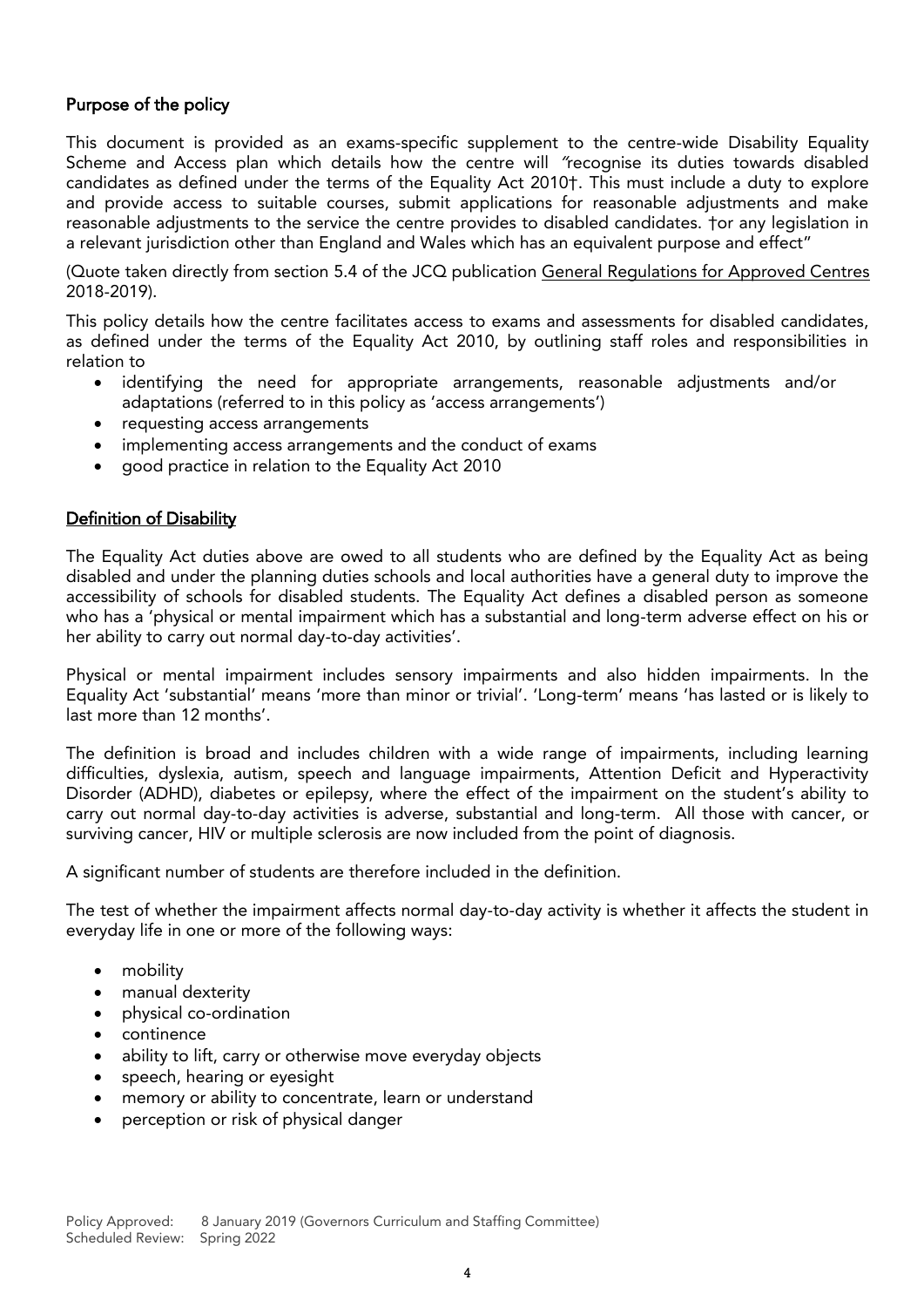## Purpose of the policy

This document is provided as an exams-specific supplement to the centre-wide Disability Equality Scheme and Access plan which details how the centre will *"*recognise its duties towards disabled candidates as defined under the terms of the Equality Act 2010†. This must include a duty to explore and provide access to suitable courses, submit applications for reasonable adjustments and make reasonable adjustments to the service the centre provides to disabled candidates. †or any legislation in a relevant jurisdiction other than England and Wales which has an equivalent purpose and effect"

(Quote taken directly from section 5.4 of the JCQ publication General Regulations for Approved Centres 2018-2019).

This policy details how the centre facilitates access to exams and assessments for disabled candidates, as defined under the terms of the Equality Act 2010, by outlining staff roles and responsibilities in relation to

- identifying the need for appropriate arrangements, reasonable adjustments and/or adaptations (referred to in this policy as 'access arrangements')
- requesting access arrangements
- implementing access arrangements and the conduct of exams
- good practice in relation to the Equality Act 2010

## Definition of Disability

The Equality Act duties above are owed to all students who are defined by the Equality Act as being disabled and under the planning duties schools and local authorities have a general duty to improve the accessibility of schools for disabled students. The Equality Act defines a disabled person as someone who has a 'physical or mental impairment which has a substantial and long-term adverse effect on his or her ability to carry out normal day-to-day activities'.

Physical or mental impairment includes sensory impairments and also hidden impairments. In the Equality Act 'substantial' means 'more than minor or trivial'. 'Long-term' means 'has lasted or is likely to last more than 12 months'.

The definition is broad and includes children with a wide range of impairments, including learning difficulties, dyslexia, autism, speech and language impairments, Attention Deficit and Hyperactivity Disorder (ADHD), diabetes or epilepsy, where the effect of the impairment on the student's ability to carry out normal day-to-day activities is adverse, substantial and long-term. All those with cancer, or surviving cancer, HIV or multiple sclerosis are now included from the point of diagnosis.

A significant number of students are therefore included in the definition.

The test of whether the impairment affects normal day-to-day activity is whether it affects the student in everyday life in one or more of the following ways:

- mobility
- manual dexterity
- physical co-ordination
- continence
- ability to lift, carry or otherwise move everyday objects
- speech, hearing or eyesight
- memory or ability to concentrate, learn or understand
- perception or risk of physical danger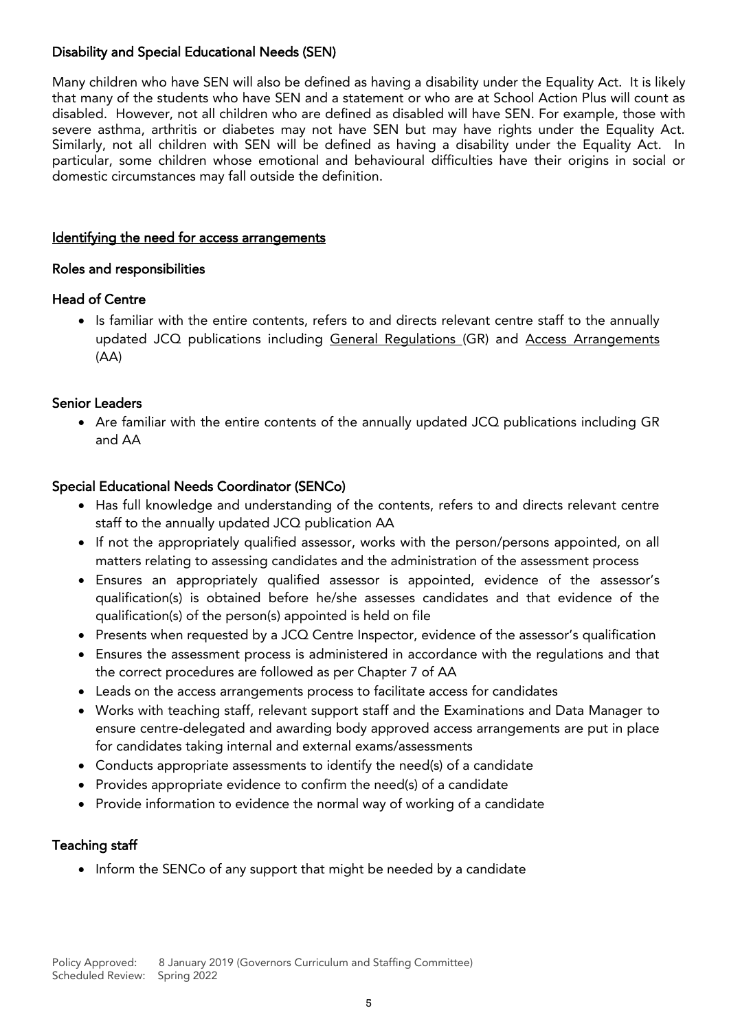**Disability and Special Educational Needs (SEN)**

Many children who have SEN will also be defined as having a disability under the Equality Act. It is likely that many of the students who have SEN and a statement or who are at School Action Plus will count as disabled. However, not all children who are defined as disabled will have SEN. For example, those with severe asthma, arthritis or diabetes may not have SEN but may have rights under the Equality Act. Similarly, not all children with SEN will be defined as having a disability under the Equality Act. In particular, some children whose emotional and behavioural difficulties have their origins in social or domestic circumstances may fall outside the definition.

## Identifying the need for access arrangements

### Roles and responsibilities

**Head of Centre**

- Is familiar with the entire contents, refers to and directs relevant centre staff to the annually updated JCQ publications including General Regulations (GR) and Access Arrangements (AA)

**Senior Leaders**

- Are familiar with the entire contents of the annually updated JCQ publications including GR and AA

**Special Educational Needs Coordinator (SENCo)**

- Has full knowledge and understanding of the contents, refers to and directs relevant centre staff to the annually updated JCQ publication AA
- If not the appropriately qualified assessor, works with the person/persons appointed, on all matters relating to assessing candidates and the administration of the assessment process
- Ensures an appropriately qualified assessor is appointed, evidence of the assessor's qualification(s) is obtained before he/she assesses candidates and that evidence of the qualification(s) of the person(s) appointed is held on file
- Presents when requested by a JCQ Centre Inspector, evidence of the assessor's qualification
- Ensures the assessment process is administered in accordance with the regulations and that the correct procedures are followed as per Chapter 7 of AA
- Leads on the access arrangements process to facilitate access for candidates
- Works with teaching staff, relevant support staff and the Examinations and Data Manager to ensure centre-delegated and awarding body approved access arrangements are put in place for candidates taking internal and external exams/assessments
- Conducts appropriate assessments to identify the need(s) of a candidate
- Provides appropriate evidence to confirm the need(s) of a candidate
- Provide information to evidence the normal way of working of a candidate

**Teaching staff**

- Inform the SENCo of any support that might be needed by a candidate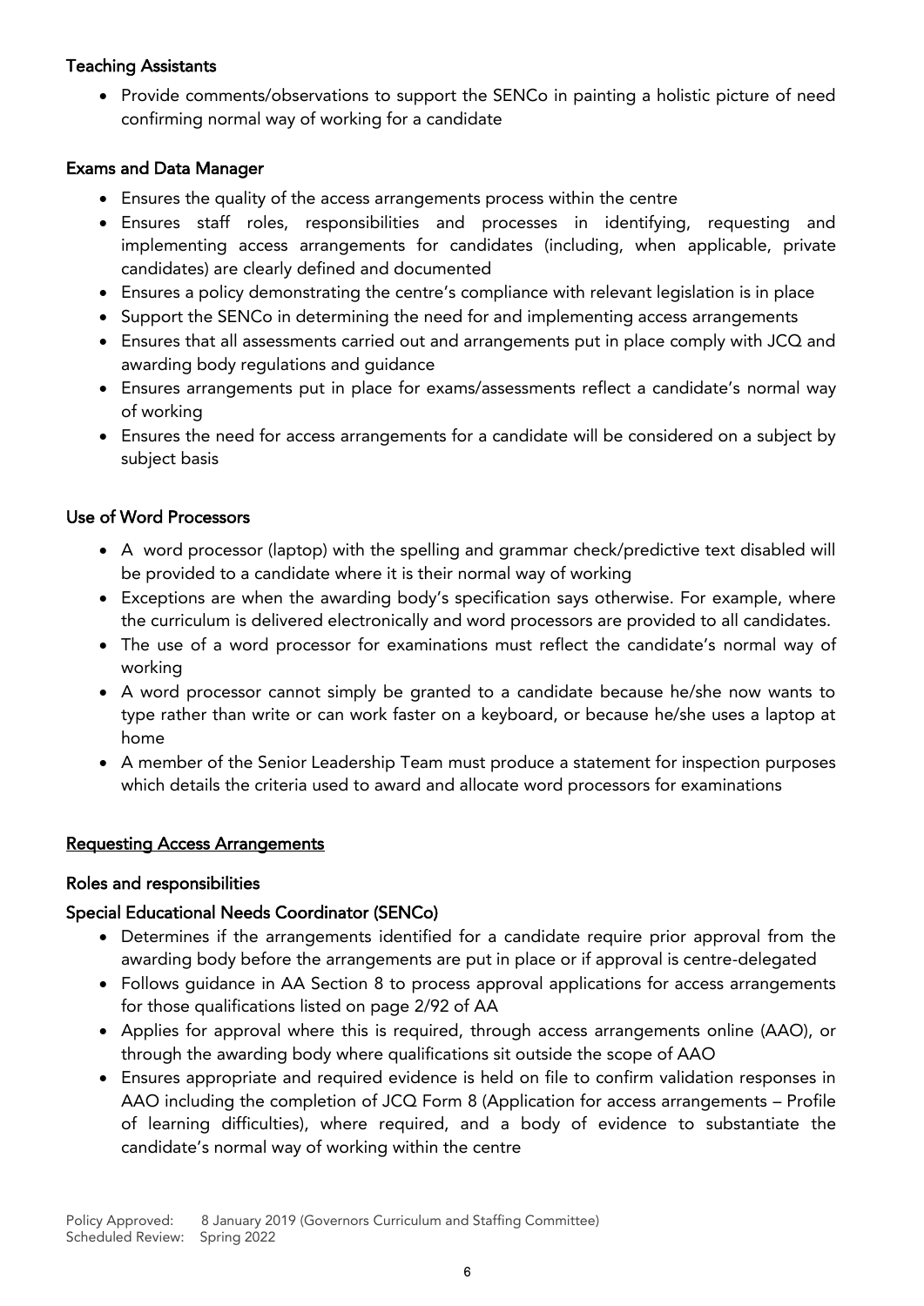**Teaching Assistants**

- Provide comments/observations to support the SENCo in painting a holistic picture of need confirming normal way of working for a candidate

**Exams and Data Manager**

- Ensures the quality of the access arrangements process within the centre
- Ensures staff roles, responsibilities and processes in identifying, requesting and implementing access arrangements for candidates (including, when applicable, private candidates) are clearly defined and documented
- Ensures a policy demonstrating the centre's compliance with relevant legislation is in place
- Support the SENCo in determining the need for and implementing access arrangements
- Ensures that all assessments carried out and arrangements put in place comply with JCQ and awarding body regulations and guidance
- Ensures arrangements put in place for exams/assessments reflect a candidate's normal way of working
- Ensures the need for access arrangements for a candidate will be considered on a subject by subject basis

**Use of Word Processors**

- A word processor (laptop) with the spelling and grammar check/predictive text disabled will be provided to a candidate where it is their normal way of working
- Exceptions are when the awarding body's specification says otherwise. For example, where the curriculum is delivered electronically and word processors are provided to all candidates.
- The use of a word processor for examinations must reflect the candidate's normal way of working
- A word processor cannot simply be granted to a candidate because he/she now wants to type rather than write or can work faster on a keyboard, or because he/she uses a laptop at home
- A member of the Senior Leadership Team must produce a statement for inspection purposes which details the criteria used to award and allocate word processors for examinations

**Requesting Access Arrangements**

**Roles and responsibilities**

**Special Educational Needs Coordinator (SENCo)**

- Determines if the arrangements identified for a candidate require prior approval from the awarding body before the arrangements are put in place or if approval is centre-delegated
- Follows guidance in AA Section 8 to process approval applications for access arrangements for those qualifications listed on page 2/92 of AA
- Applies for approval where this is required, through access arrangements online (AAO), or through the awarding body where qualifications sit outside the scope of AAO
- Ensures appropriate and required evidence is held on file to confirm validation responses in AAO including the completion of JCQ Form 8 (Application for access arrangements – Profile of learning difficulties), where required, and a body of evidence to substantiate the candidate's normal way of working within the centre

Policy Approved: 8 January 2019 (Governors Curriculum and Staffing Committee)
Scheduled Review: Spring 2022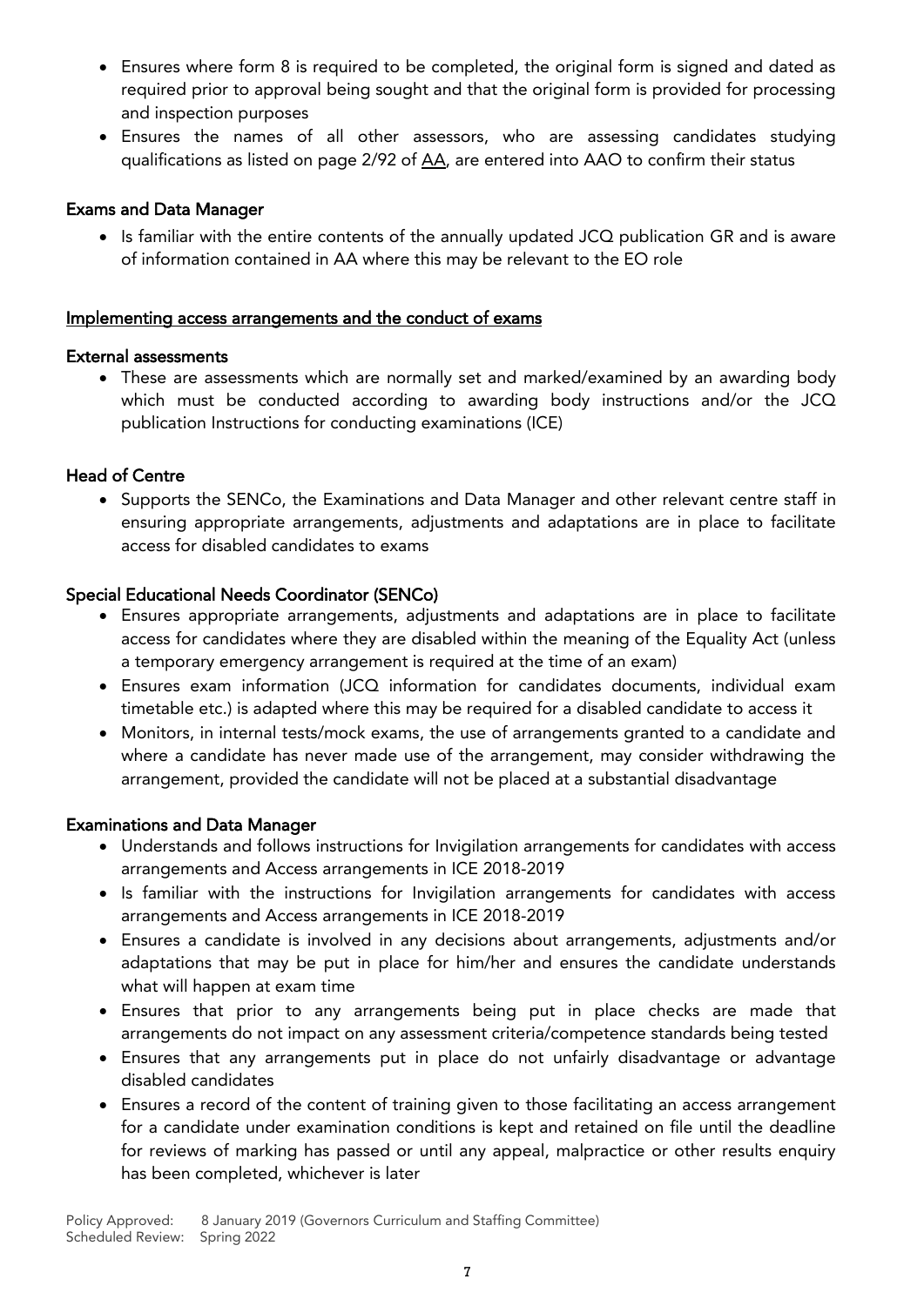- Ensures where form 8 is required to be completed, the original form is signed and dated as required prior to approval being sought and that the original form is provided for processing and inspection purposes
- Ensures the names of all other assessors, who are assessing candidates studying qualifications as listed on page 2/92 of AA, are entered into AAO to confirm their status

**Exams and Data Manager**

- Is familiar with the entire contents of the annually updated JCQ publication GR and is aware of information contained in AA where this may be relevant to the EO role

**Implementing access arrangements and the conduct of exams**

**External assessments**

- These are assessments which are normally set and marked/examined by an awarding body which must be conducted according to awarding body instructions and/or the JCQ publication Instructions for conducting examinations (ICE)

**Head of Centre**

- Supports the SENCo, the Examinations and Data Manager and other relevant centre staff in ensuring appropriate arrangements, adjustments and adaptations are in place to facilitate access for disabled candidates to exams

**Special Educational Needs Coordinator (SENCo)**

- Ensures appropriate arrangements, adjustments and adaptations are in place to facilitate access for candidates where they are disabled within the meaning of the Equality Act (unless a temporary emergency arrangement is required at the time of an exam)
- Ensures exam information (JCQ information for candidates documents, individual exam timetable etc.) is adapted where this may be required for a disabled candidate to access it
- Monitors, in internal tests/mock exams, the use of arrangements granted to a candidate and where a candidate has never made use of the arrangement, may consider withdrawing the arrangement, provided the candidate will not be placed at a substantial disadvantage

**Examinations and Data Manager**

- Understands and follows instructions for Invigilation arrangements for candidates with access arrangements and Access arrangements in ICE 2018-2019
- Is familiar with the instructions for Invigilation arrangements for candidates with access arrangements and Access arrangements in ICE 2018-2019
- Ensures a candidate is involved in any decisions about arrangements, adjustments and/or adaptations that may be put in place for him/her and ensures the candidate understands what will happen at exam time
- Ensures that prior to any arrangements being put in place checks are made that arrangements do not impact on any assessment criteria/competence standards being tested
- Ensures that any arrangements put in place do not unfairly disadvantage or advantage disabled candidates
- Ensures a record of the content of training given to those facilitating an access arrangement for a candidate under examination conditions is kept and retained on file until the deadline for reviews of marking has passed or until any appeal, malpractice or other results enquiry has been completed, whichever is later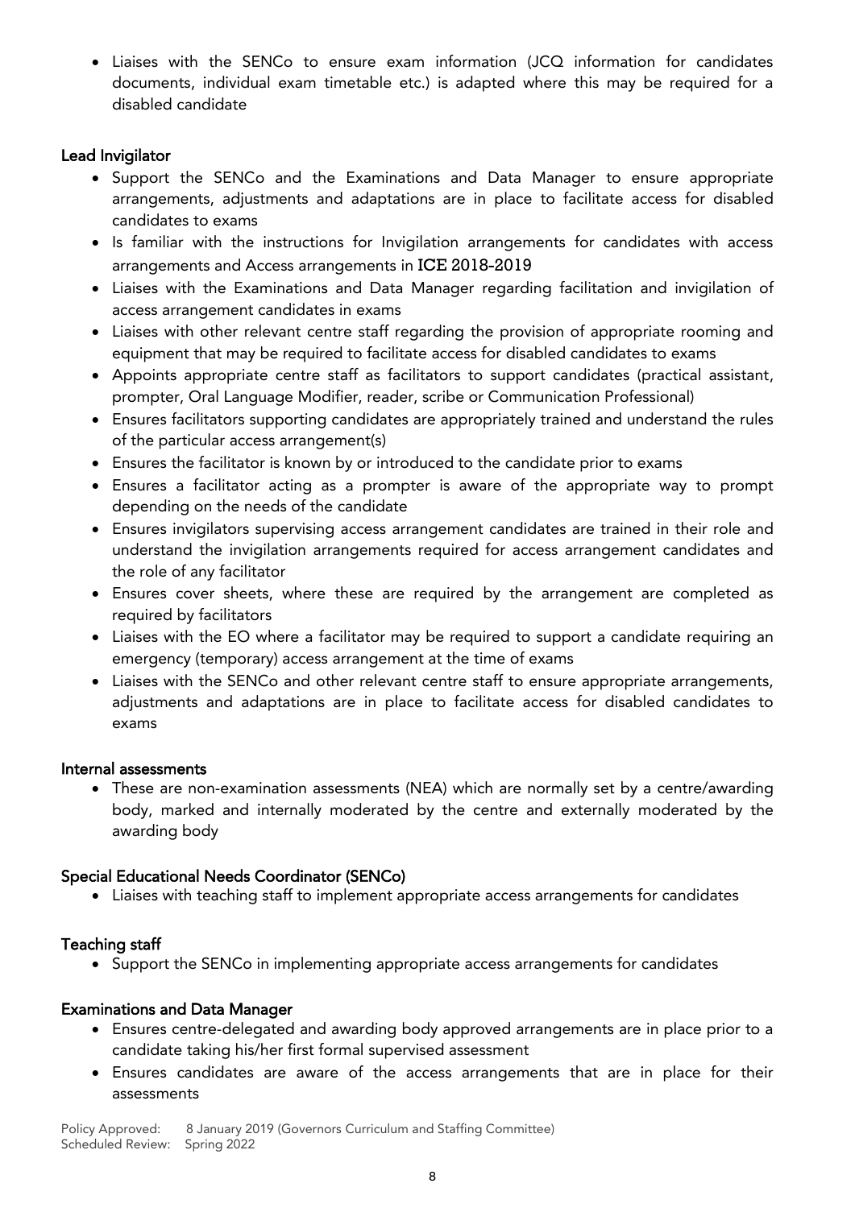- Liaises with the SENCo to ensure exam information (JCQ information for candidates documents, individual exam timetable etc.) is adapted where this may be required for a disabled candidate

**Lead Invigilator**

- Support the SENCo and the Examinations and Data Manager to ensure appropriate arrangements, adjustments and adaptations are in place to facilitate access for disabled candidates to exams
- Is familiar with the instructions for Invigilation arrangements for candidates with access arrangements and Access arrangements in ICE 2018-2019
- Liaises with the Examinations and Data Manager regarding facilitation and invigilation of access arrangement candidates in exams
- Liaises with other relevant centre staff regarding the provision of appropriate rooming and equipment that may be required to facilitate access for disabled candidates to exams
- Appoints appropriate centre staff as facilitators to support candidates (practical assistant, prompter, Oral Language Modifier, reader, scribe or Communication Professional)
- Ensures facilitators supporting candidates are appropriately trained and understand the rules of the particular access arrangement(s)
- Ensures the facilitator is known by or introduced to the candidate prior to exams
- Ensures a facilitator acting as a prompter is aware of the appropriate way to prompt depending on the needs of the candidate
- Ensures invigilators supervising access arrangement candidates are trained in their role and understand the invigilation arrangements required for access arrangement candidates and the role of any facilitator
- Ensures cover sheets, where these are required by the arrangement are completed as required by facilitators
- Liaises with the EO where a facilitator may be required to support a candidate requiring an emergency (temporary) access arrangement at the time of exams
- Liaises with the SENCo and other relevant centre staff to ensure appropriate arrangements, adjustments and adaptations are in place to facilitate access for disabled candidates to exams

**Internal assessments**

- These are non-examination assessments (NEA) which are normally set by a centre/awarding body, marked and internally moderated by the centre and externally moderated by the awarding body

**Special Educational Needs Coordinator (SENCo)**

- Liaises with teaching staff to implement appropriate access arrangements for candidates

**Teaching staff**

- Support the SENCo in implementing appropriate access arrangements for candidates

**Examinations and Data Manager**

- Ensures centre-delegated and awarding body approved arrangements are in place prior to a candidate taking his/her first formal supervised assessment
- Ensures candidates are aware of the access arrangements that are in place for their assessments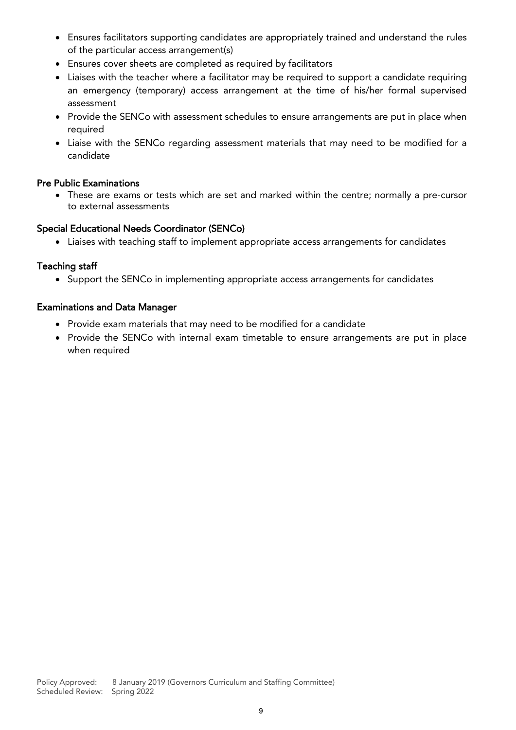- Ensures facilitators supporting candidates are appropriately trained and understand the rules of the particular access arrangement(s)
- Ensures cover sheets are completed as required by facilitators
- Liaises with the teacher where a facilitator may be required to support a candidate requiring an emergency (temporary) access arrangement at the time of his/her formal supervised assessment
- Provide the SENCo with assessment schedules to ensure arrangements are put in place when required
- Liaise with the SENCo regarding assessment materials that may need to be modified for a candidate

### Pre Public Examinations

- These are exams or tests which are set and marked within the centre; normally a pre-cursor to external assessments

### Special Educational Needs Coordinator (SENCo)

- Liaises with teaching staff to implement appropriate access arrangements for candidates

### Teaching staff

- Support the SENCo in implementing appropriate access arrangements for candidates

### Examinations and Data Manager

- Provide exam materials that may need to be modified for a candidate
- Provide the SENCo with internal exam timetable to ensure arrangements are put in place when required

Policy Approved: 8 January 2019 (Governors Curriculum and Staffing Committee)
Scheduled Review: Spring 2022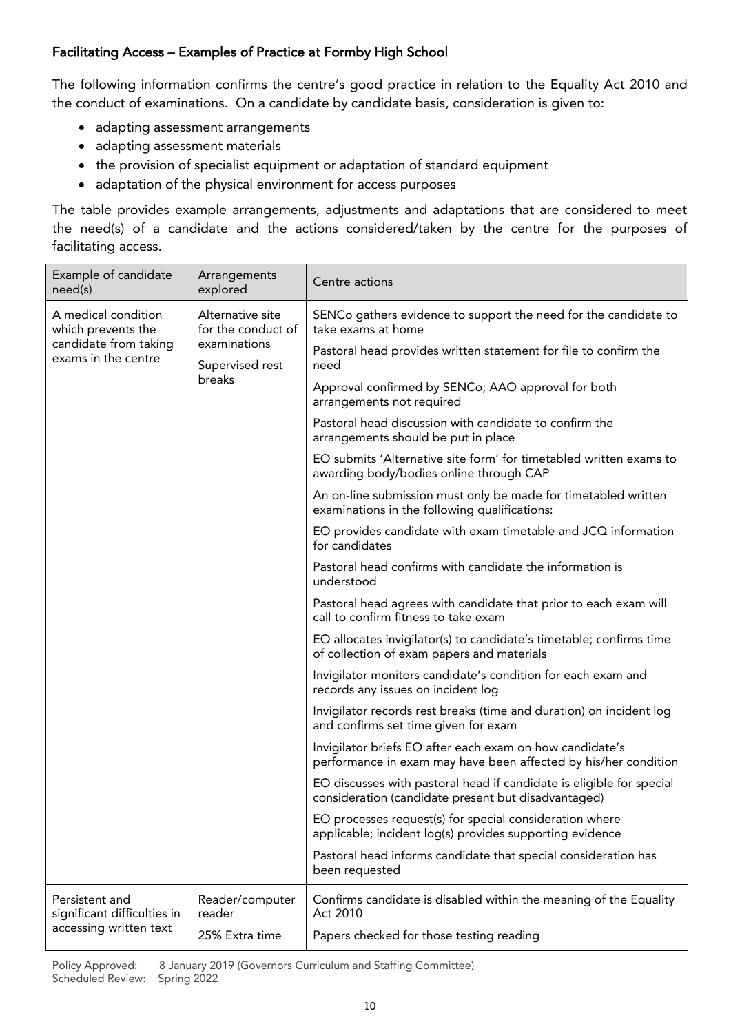### Facilitating Access – Examples of Practice at Formby High School

The following information confirms the centre's good practice in relation to the Equality Act 2010 and the conduct of examinations. On a candidate by candidate basis, consideration is given to:

- adapting assessment arrangements
- adapting assessment materials
- the provision of specialist equipment or adaptation of standard equipment
- adaptation of the physical environment for access purposes

The table provides example arrangements, adjustments and adaptations that are considered to meet the need(s) of a candidate and the actions considered/taken by the centre for the purposes of facilitating access.

| Example of candidate need(s) | Arrangements explored | Centre actions |
|---|---|---|
| A medical condition which prevents the candidate from taking exams in the centre | Alternative site for the conduct of examinations<br><br>Supervised rest breaks | SENCo gathers evidence to support the need for the candidate to take exams at home<br><br>Pastoral head provides written statement for file to confirm the need<br><br>Approval confirmed by SENCo; AAO approval for both arrangements not required<br><br>Pastoral head discussion with candidate to confirm the arrangements should be put in place<br><br>EO submits 'Alternative site form' for timetabled written exams to awarding body/bodies online through CAP<br><br>An on-line submission must only be made for timetabled written examinations in the following qualifications:<br><br>EO provides candidate with exam timetable and JCQ information for candidates<br><br>Pastoral head confirms with candidate the information is understood<br><br>Pastoral head agrees with candidate that prior to each exam will call to confirm fitness to take exam<br><br>EO allocates invigilator(s) to candidate's timetable; confirms time of collection of exam papers and materials<br><br>Invigilator monitors candidate's condition for each exam and records any issues on incident log<br><br>Invigilator records rest breaks (time and duration) on incident log and confirms set time given for exam<br><br>Invigilator briefs EO after each exam on how candidate's performance in exam may have been affected by his/her condition<br><br>EO discusses with pastoral head if candidate is eligible for special consideration (candidate present but disadvantaged)<br><br>EO processes request(s) for special consideration where applicable; incident log(s) provides supporting evidence<br><br>Pastoral head informs candidate that special consideration has been requested |
| Persistent and significant difficulties in accessing written text | Reader/computer reader<br><br>25% Extra time | Confirms candidate is disabled within the meaning of the Equality Act 2010<br><br>Papers checked for those testing reading |

Policy Approved: 8 January 2019 (Governors Curriculum and Staffing Committee)
Scheduled Review: Spring 2022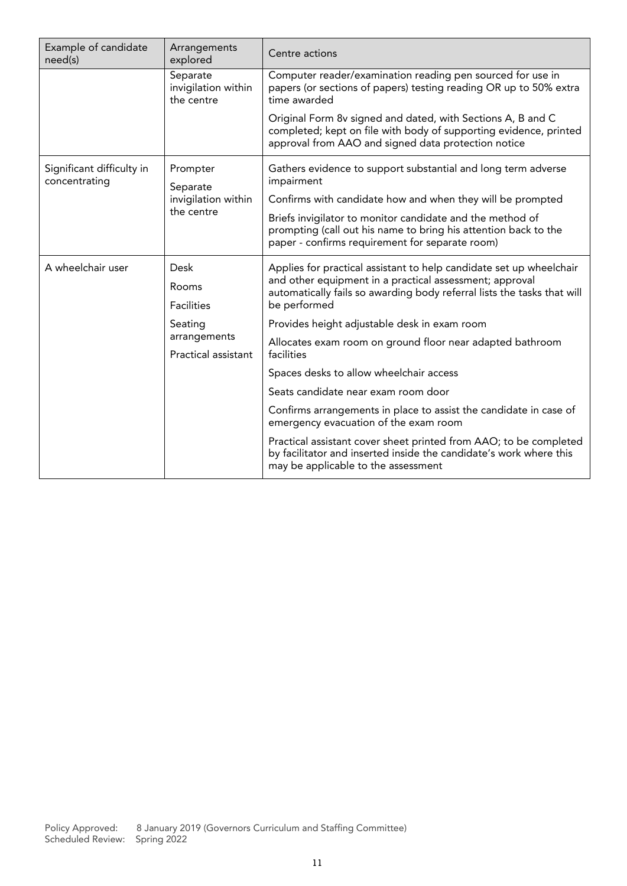| Example of candidate need(s) | Arrangements explored | Centre actions |
|---|---|---|
| | Separate invigilation within the centre | Computer reader/examination reading pen sourced for use in papers (or sections of papers) testing reading OR up to 50% extra time awarded<br><br>Original Form 8v signed and dated, with Sections A, B and C completed; kept on file with body of supporting evidence, printed approval from AAO and signed data protection notice |
| Significant difficulty in concentrating | Prompter<br><br>Separate invigilation within the centre | Gathers evidence to support substantial and long term adverse impairment<br><br>Confirms with candidate how and when they will be prompted<br><br>Briefs invigilator to monitor candidate and the method of prompting (call out his name to bring his attention back to the paper - confirms requirement for separate room) |
| A wheelchair user | Desk<br><br>Rooms<br><br>Facilities<br><br>Seating arrangements<br><br>Practical assistant | Applies for practical assistant to help candidate set up wheelchair and other equipment in a practical assessment; approval automatically fails so awarding body referral lists the tasks that will be performed<br><br>Provides height adjustable desk in exam room<br><br>Allocates exam room on ground floor near adapted bathroom facilities<br><br>Spaces desks to allow wheelchair access<br><br>Seats candidate near exam room door<br><br>Confirms arrangements in place to assist the candidate in case of emergency evacuation of the exam room<br><br>Practical assistant cover sheet printed from AAO; to be completed by facilitator and inserted inside the candidate's work where this may be applicable to the assessment |

Policy Approved: 8 January 2019 (Governors Curriculum and Staffing Committee)
Scheduled Review: Spring 2022